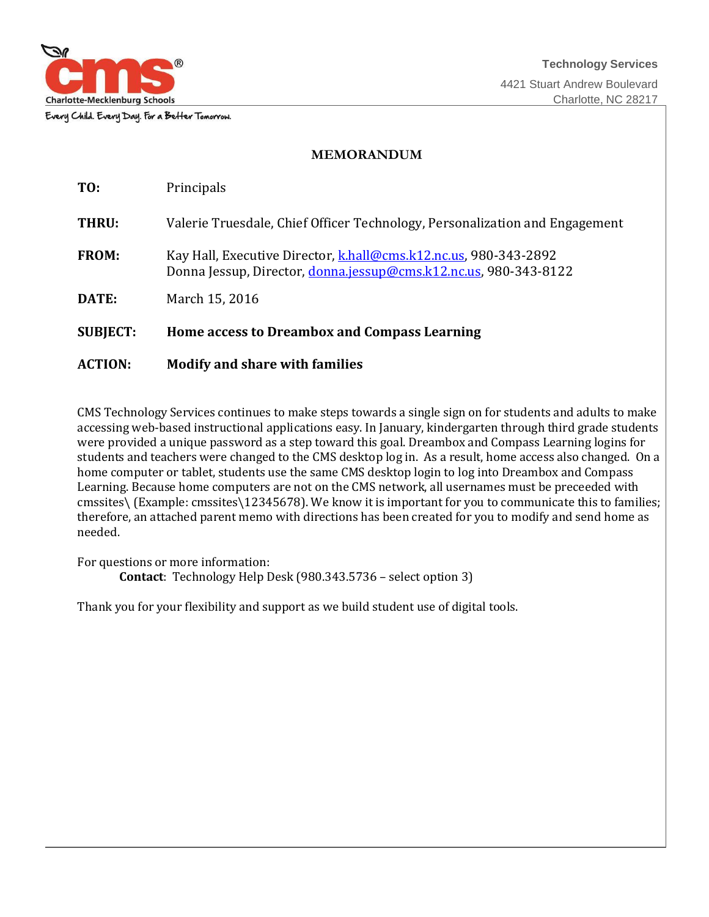Charlote-Mecklenburg Schools

Every Child. Every Day. For a Better Tomorrow.

**Technology Services**
4421 Stuart Andrew Boulevard
Charlotte, NC 28217

## MEMORANDUM

**TO:** Principals

**THRU:** Valerie Truesdale, Chief Officer Technology, Personalization and Engagement

**FROM:** Kay Hall, Executive Director, k.hall@cms.k12.nc.us, 980-343-2892
Donna Jessup, Director, donna.jessup@cms.k12.nc.us, 980-343-8122

**DATE:** March 15, 2016

**SUBJECT:** **Home access to Dreambox and Compass Learning**

**ACTION:** **Modify and share with families**

CMS Technology Services continues to make steps towards a single sign on for students and adults to make accessing web-based instructional applications easy. In January, kindergarten through third grade students were provided a unique password as a step toward this goal. Dreambox and Compass Learning logins for students and teachers were changed to the CMS desktop log in. As a result, home access also changed. On a home computer or tablet, students use the same CMS desktop login to log into Dreambox and Compass Learning. Because home computers are not on the CMS network, all usernames must be preceeded with cmssites\ (Example: cmssites\12345678). We know it is important for you to communicate this to families; therefore, an attached parent memo with directions has been created for you to modify and send home as needed.

For questions or more information:
    **Contact**: Technology Help Desk (980.343.5736 – select option 3)

Thank you for your flexibility and support as we build student use of digital tools.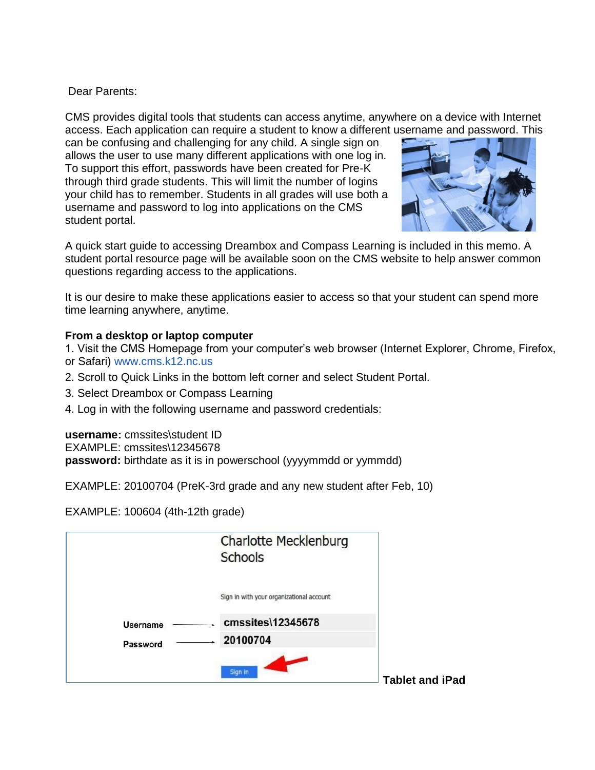Dear Parents:

CMS provides digital tools that students can access anytime, anywhere on a device with Internet access. Each application can require a student to know a different username and password. This can be confusing and challenging for any child. A single sign on allows the user to use many different applications with one log in. To support this effort, passwords have been created for Pre-K through third grade students. This will limit the number of logins your child has to remember. Students in all grades will use both a username and password to log into applications on the CMS student portal.

A quick start guide to accessing Dreambox and Compass Learning is included in this memo. A student portal resource page will be available soon on the CMS website to help answer common questions regarding access to the applications.

It is our desire to make these applications easier to access so that your student can spend more time learning anywhere, anytime.

**From a desktop or laptop computer**

1. Visit the CMS Homepage from your computer's web browser (Internet Explorer, Chrome, Firefox, or Safari) www.cms.k12.nc.us
2. Scroll to Quick Links in the bottom left corner and select Student Portal.
3. Select Dreambox or Compass Learning
4. Log in with the following username and password credentials:

**username:** cmssites\student ID
EXAMPLE: cmssites\12345678
**password:** birthdate as it is in powerschool (yyyymmdd or yymmdd)

EXAMPLE: 20100704 (PreK-3rd grade and any new student after Feb, 10)

EXAMPLE: 100604 (4th-12th grade)

Charlotte Mecklenburg Schools

Sign in with your organizational account

Username → cmssites\12345678

Password → 20100704

Sign in

**Tablet and iPad**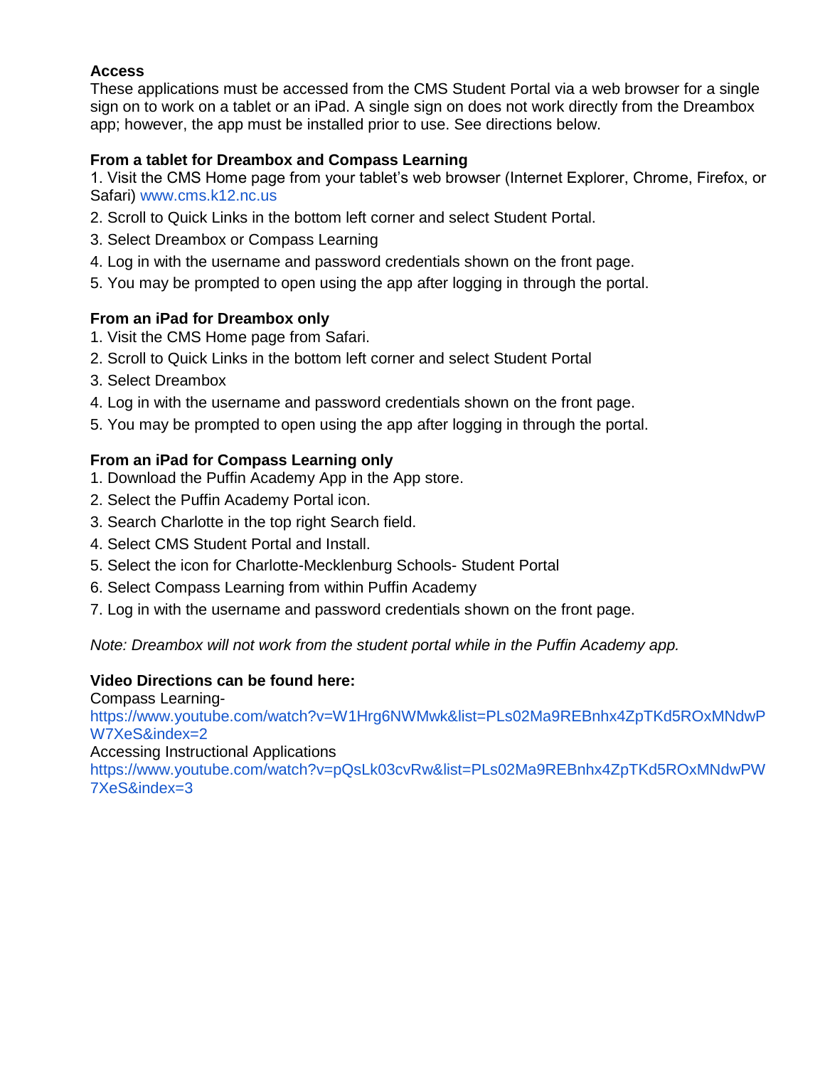**Access**

These applications must be accessed from the CMS Student Portal via a web browser for a single sign on to work on a tablet or an iPad. A single sign on does not work directly from the Dreambox app; however, the app must be installed prior to use. See directions below.

**From a tablet for Dreambox and Compass Learning**

1. Visit the CMS Home page from your tablet's web browser (Internet Explorer, Chrome, Firefox, or Safari) www.cms.k12.nc.us
2. Scroll to Quick Links in the bottom left corner and select Student Portal.
3. Select Dreambox or Compass Learning
4. Log in with the username and password credentials shown on the front page.
5. You may be prompted to open using the app after logging in through the portal.

**From an iPad for Dreambox only**

1. Visit the CMS Home page from Safari.
2. Scroll to Quick Links in the bottom left corner and select Student Portal
3. Select Dreambox
4. Log in with the username and password credentials shown on the front page.
5. You may be prompted to open using the app after logging in through the portal.

**From an iPad for Compass Learning only**

1. Download the Puffin Academy App in the App store.
2. Select the Puffin Academy Portal icon.
3. Search Charlotte in the top right Search field.
4. Select CMS Student Portal and Install.
5. Select the icon for Charlotte-Mecklenburg Schools- Student Portal
6. Select Compass Learning from within Puffin Academy
7. Log in with the username and password credentials shown on the front page.

*Note: Dreambox will not work from the student portal while in the Puffin Academy app.*

**Video Directions can be found here:**

Compass Learning-
https://www.youtube.com/watch?v=W1Hrg6NWMwk&list=PLs02Ma9REBnhx4ZpTKd5ROxMNdwPW7XeS&index=2

Accessing Instructional Applications
https://www.youtube.com/watch?v=pQsLk03cvRw&list=PLs02Ma9REBnhx4ZpTKd5ROxMNdwPW7XeS&index=3